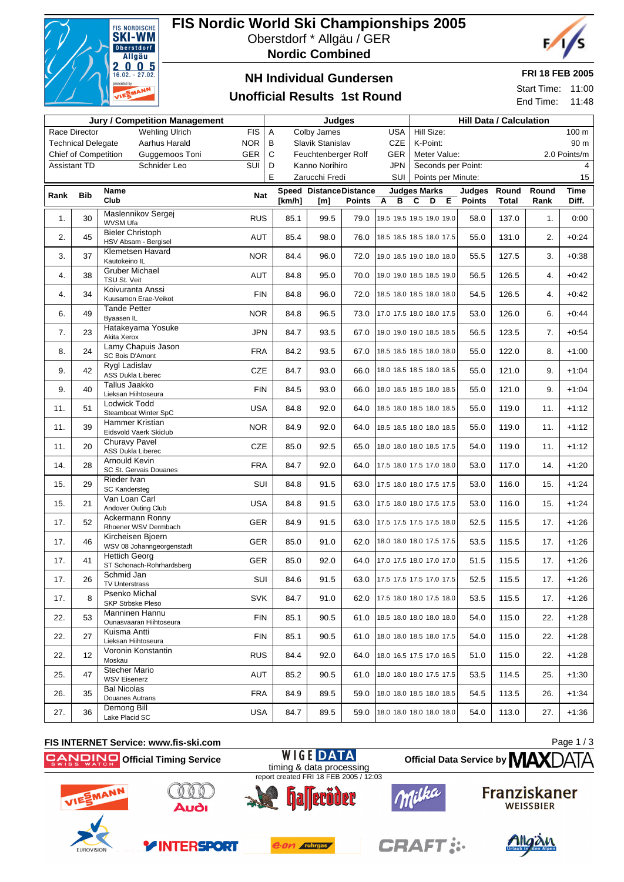# FIS Nordic World Ski Championships 2005

Oberstdorf * Allgäu / GER

**Nordic Combined**

## NH Individual Gundersen

## Unofficial Results 1st Round

**FRI 18 FEB 2005**

Start Time: 11:00
End Time: 11:48

| Jury / Competition Management | | | Judges | | | Hill Data / Calculation | |
|---|---|---|---|---|---|---|---|
| Race Director | Wehling Ulrich | FIS | A | Colby James | USA | Hill Size: | 100 m |
| Technical Delegate | Aarhus Harald | NOR | B | Slavik Stanislav | CZE | K-Point: | 90 m |
| Chief of Competition | Guggemoos Toni | GER | C | Feuchtenberger Rolf | GER | Meter Value: | 2.0 Points/m |
| Assistant TD | Schnider Leo | SUI | D | Kanno Norihiro | JPN | Seconds per Point: | 4 |
| | | | E | Zarucchi Fredi | SUI | Points per Minute: | 15 |

| Rank | Bib | Name / Club | Nat | Speed [km/h] | Distance [m] | Distance Points | Judges Marks A | B | C | D | E | Judges Points | Round Total | Round Rank | Time Diff. |
|---|---|---|---|---|---|---|---|---|---|---|---|---|---|---|---|
| 1. | 30 | Maslennikov Sergej / WVSM Ufa | RUS | 85.1 | 99.5 | 79.0 | 19.5 | 19.5 | 19.5 | 19.0 | 19.0 | 58.0 | 137.0 | 1. | 0:00 |
| 2. | 45 | Bieler Christoph / HSV Absam - Bergisel | AUT | 85.4 | 98.0 | 76.0 | 18.5 | 18.5 | 18.5 | 18.0 | 17.5 | 55.0 | 131.0 | 2. | +0:24 |
| 3. | 37 | Klemetsen Havard / Kautokeino IL | NOR | 84.4 | 96.0 | 72.0 | 19.0 | 18.5 | 19.0 | 18.0 | 18.0 | 55.5 | 127.5 | 3. | +0:38 |
| 4. | 38 | Gruber Michael / TSU St. Veit | AUT | 84.8 | 95.0 | 70.0 | 19.0 | 19.0 | 18.5 | 18.5 | 19.0 | 56.5 | 126.5 | 4. | +0:42 |
| 4. | 34 | Koivuranta Anssi / Kuusamon Erae-Veikot | FIN | 84.8 | 96.0 | 72.0 | 18.5 | 18.0 | 18.5 | 18.0 | 18.0 | 54.5 | 126.5 | 4. | +0:42 |
| 6. | 49 | Tande Petter / Byaasen IL | NOR | 84.8 | 96.5 | 73.0 | 17.0 | 17.5 | 18.0 | 18.0 | 17.5 | 53.0 | 126.0 | 6. | +0:44 |
| 7. | 23 | Hatakeyama Yosuke / Akita Xerox | JPN | 84.7 | 93.5 | 67.0 | 19.0 | 19.0 | 19.0 | 18.5 | 18.5 | 56.5 | 123.5 | 7. | +0:54 |
| 8. | 24 | Lamy Chapuis Jason / SC Bois D'Amont | FRA | 84.2 | 93.5 | 67.0 | 18.5 | 18.5 | 18.5 | 18.0 | 18.0 | 55.0 | 122.0 | 8. | +1:00 |
| 9. | 42 | Rygl Ladislav / ASS Dukla Liberec | CZE | 84.7 | 93.0 | 66.0 | 18.0 | 18.5 | 18.5 | 18.0 | 18.5 | 55.0 | 121.0 | 9. | +1:04 |
| 9. | 40 | Tallus Jaakko / Lieksan Hiihtoseura | FIN | 84.5 | 93.0 | 66.0 | 18.0 | 18.5 | 18.5 | 18.0 | 18.5 | 55.0 | 121.0 | 9. | +1:04 |
| 11. | 51 | Lodwick Todd / Steamboat Winter SpC | USA | 84.8 | 92.0 | 64.0 | 18.5 | 18.0 | 18.5 | 18.0 | 18.5 | 55.0 | 119.0 | 11. | +1:12 |
| 11. | 39 | Hammer Kristian / Eidsvold Vaerk Skiclub | NOR | 84.9 | 92.0 | 64.0 | 18.5 | 18.5 | 18.0 | 18.0 | 18.5 | 55.0 | 119.0 | 11. | +1:12 |
| 11. | 20 | Churavy Pavel / ASS Dukla Liberec | CZE | 85.0 | 92.5 | 65.0 | 18.0 | 18.0 | 18.0 | 18.5 | 17.5 | 54.0 | 119.0 | 11. | +1:12 |
| 14. | 28 | Arnould Kevin / SC St. Gervais Douanes | FRA | 84.7 | 92.0 | 64.0 | 17.5 | 18.0 | 17.5 | 17.0 | 18.0 | 53.0 | 117.0 | 14. | +1:20 |
| 15. | 29 | Rieder Ivan / SC Kandersteg | SUI | 84.8 | 91.5 | 63.0 | 17.5 | 18.0 | 18.0 | 17.5 | 17.5 | 53.0 | 116.0 | 15. | +1:24 |
| 15. | 21 | Van Loan Carl / Andover Outing Club | USA | 84.8 | 91.5 | 63.0 | 17.5 | 18.0 | 18.0 | 17.5 | 17.5 | 53.0 | 116.0 | 15. | +1:24 |
| 17. | 52 | Ackermann Ronny / Rhoener WSV Dermbach | GER | 84.9 | 91.5 | 63.0 | 17.5 | 17.5 | 17.5 | 17.5 | 18.0 | 52.5 | 115.5 | 17. | +1:26 |
| 17. | 46 | Kircheisen Bjoern / WSV 08 Johanngeorgenstadt | GER | 85.0 | 91.0 | 62.0 | 18.0 | 18.0 | 18.0 | 17.5 | 17.5 | 53.5 | 115.5 | 17. | +1:26 |
| 17. | 41 | Hettich Georg / ST Schonach-Rohrhardsberg | GER | 85.0 | 92.0 | 64.0 | 17.0 | 17.5 | 18.0 | 17.0 | 17.0 | 51.5 | 115.5 | 17. | +1:26 |
| 17. | 26 | Schmid Jan / TV Unterstrass | SUI | 84.6 | 91.5 | 63.0 | 17.5 | 17.5 | 17.5 | 17.0 | 17.5 | 52.5 | 115.5 | 17. | +1:26 |
| 17. | 8 | Psenko Michal / SKP Strbske Pleso | SVK | 84.7 | 91.0 | 62.0 | 17.5 | 18.0 | 18.0 | 17.5 | 18.0 | 53.5 | 115.5 | 17. | +1:26 |
| 22. | 53 | Manninen Hannu / Ounasvaaran Hiihtoseura | FIN | 85.1 | 90.5 | 61.0 | 18.5 | 18.0 | 18.0 | 18.0 | 18.0 | 54.0 | 115.0 | 22. | +1:28 |
| 22. | 27 | Kuisma Antti / Lieksan Hiihtoseura | FIN | 85.1 | 90.5 | 61.0 | 18.0 | 18.0 | 18.5 | 18.0 | 17.5 | 54.0 | 115.0 | 22. | +1:28 |
| 22. | 12 | Voronin Konstantin / Moskau | RUS | 84.4 | 92.0 | 64.0 | 18.0 | 16.5 | 17.5 | 17.0 | 16.5 | 51.0 | 115.0 | 22. | +1:28 |
| 25. | 47 | Stecher Mario / WSV Eisenerz | AUT | 85.2 | 90.5 | 61.0 | 18.0 | 18.0 | 18.0 | 17.5 | 17.5 | 53.5 | 114.5 | 25. | +1:30 |
| 26. | 35 | Bal Nicolas / Douanes Autrans | FRA | 84.9 | 89.5 | 59.0 | 18.0 | 18.0 | 18.5 | 18.0 | 18.5 | 54.5 | 113.5 | 26. | +1:34 |
| 27. | 36 | Demong Bill / Lake Placid SC | USA | 84.7 | 89.5 | 59.0 | 18.0 | 18.0 | 18.0 | 18.0 | 18.0 | 54.0 | 113.0 | 27. | +1:36 |

FIS INTERNET Service: www.fis-ski.com

CANDINO Official Timing Service — WIGE DATA timing & data processing — Official Data Service by MAXDATA

report created FRI 18 FEB 2005 / 12:03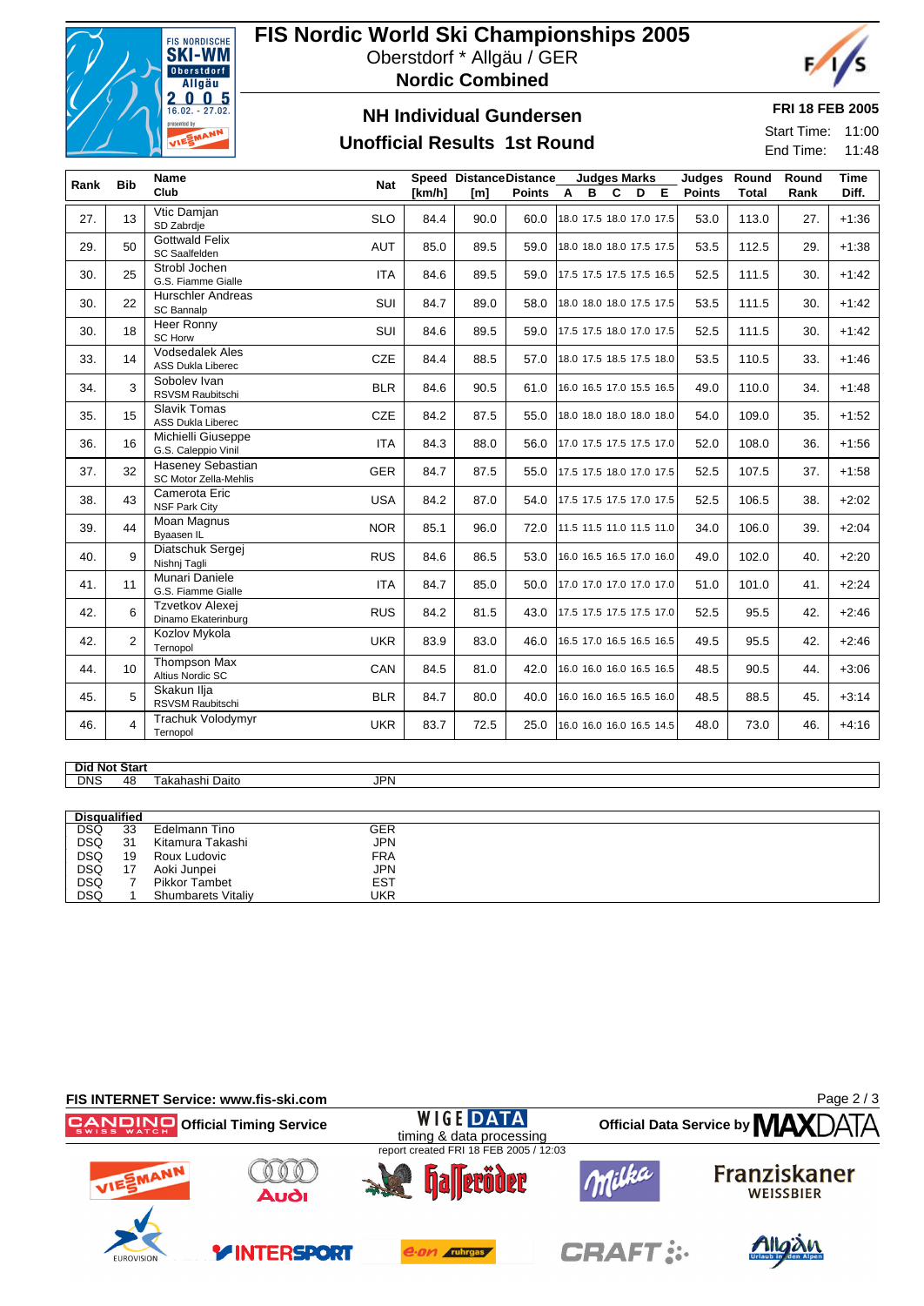# FIS Nordic World Ski Championships 2005

Oberstdorf * Allgäu / GER

**Nordic Combined**

## NH Individual Gundersen

## Unofficial Results 1st Round

**FRI 18 FEB 2005**

Start Time: 11:00

End Time: 11:48

| Rank | Bib | Name Club | Nat | Speed [km/h] | Distance [m] | Distance Points | Judges Marks A | B | C | D | E | Judges Points | Round Total | Round Rank | Time Diff. |
|---|---|---|---|---|---|---|---|---|---|---|---|---|---|---|---|
| 27. | 13 | Vtic Damjan SD Zabrdje | SLO | 84.4 | 90.0 | 60.0 | 18.0 | 17.5 | 18.0 | 17.0 | 17.5 | 53.0 | 113.0 | 27. | +1:36 |
| 29. | 50 | Gottwald Felix SC Saalfelden | AUT | 85.0 | 89.5 | 59.0 | 18.0 | 18.0 | 18.0 | 17.5 | 17.5 | 53.5 | 112.5 | 29. | +1:38 |
| 30. | 25 | Strobl Jochen G.S. Fiamme Gialle | ITA | 84.6 | 89.5 | 59.0 | 17.5 | 17.5 | 17.5 | 17.5 | 16.5 | 52.5 | 111.5 | 30. | +1:42 |
| 30. | 22 | Hurschler Andreas SC Bannalp | SUI | 84.7 | 89.0 | 58.0 | 18.0 | 18.0 | 18.0 | 17.5 | 17.5 | 53.5 | 111.5 | 30. | +1:42 |
| 30. | 18 | Heer Ronny SC Horw | SUI | 84.6 | 89.5 | 59.0 | 17.5 | 17.5 | 18.0 | 17.0 | 17.5 | 52.5 | 111.5 | 30. | +1:42 |
| 33. | 14 | Vodsedalek Ales ASS Dukla Liberec | CZE | 84.4 | 88.5 | 57.0 | 18.0 | 17.5 | 18.5 | 17.5 | 18.0 | 53.5 | 110.5 | 33. | +1:46 |
| 34. | 3 | Sobolev Ivan RSVSM Raubitschi | BLR | 84.6 | 90.5 | 61.0 | 16.0 | 16.5 | 17.0 | 15.5 | 16.5 | 49.0 | 110.0 | 34. | +1:48 |
| 35. | 15 | Slavik Tomas ASS Dukla Liberec | CZE | 84.2 | 87.5 | 55.0 | 18.0 | 18.0 | 18.0 | 18.0 | 18.0 | 54.0 | 109.0 | 35. | +1:52 |
| 36. | 16 | Michielli Giuseppe G.S. Caleppio Vinil | ITA | 84.3 | 88.0 | 56.0 | 17.0 | 17.5 | 17.5 | 17.5 | 17.0 | 52.0 | 108.0 | 36. | +1:56 |
| 37. | 32 | Haseney Sebastian SC Motor Zella-Mehlis | GER | 84.7 | 87.5 | 55.0 | 17.5 | 17.5 | 18.0 | 17.0 | 17.5 | 52.5 | 107.5 | 37. | +1:58 |
| 38. | 43 | Camerota Eric NSF Park City | USA | 84.2 | 87.0 | 54.0 | 17.5 | 17.5 | 17.5 | 17.0 | 17.5 | 52.5 | 106.5 | 38. | +2:02 |
| 39. | 44 | Moan Magnus Byaasen IL | NOR | 85.1 | 96.0 | 72.0 | 11.5 | 11.5 | 11.0 | 11.5 | 11.0 | 34.0 | 106.0 | 39. | +2:04 |
| 40. | 9 | Diatschuk Sergej Nishnj Tagli | RUS | 84.6 | 86.5 | 53.0 | 16.0 | 16.5 | 16.5 | 17.0 | 16.0 | 49.0 | 102.0 | 40. | +2:20 |
| 41. | 11 | Munari Daniele G.S. Fiamme Gialle | ITA | 84.7 | 85.0 | 50.0 | 17.0 | 17.0 | 17.0 | 17.0 | 17.0 | 51.0 | 101.0 | 41. | +2:24 |
| 42. | 6 | Tzvetkov Alexej Dinamo Ekaterinburg | RUS | 84.2 | 81.5 | 43.0 | 17.5 | 17.5 | 17.5 | 17.5 | 17.0 | 52.5 | 95.5 | 42. | +2:46 |
| 42. | 2 | Kozlov Mykola Ternopol | UKR | 83.9 | 83.0 | 46.0 | 16.5 | 17.0 | 16.5 | 16.5 | 16.5 | 49.5 | 95.5 | 42. | +2:46 |
| 44. | 10 | Thompson Max Altius Nordic SC | CAN | 84.5 | 81.0 | 42.0 | 16.0 | 16.0 | 16.0 | 16.5 | 16.5 | 48.5 | 90.5 | 44. | +3:06 |
| 45. | 5 | Skakun Ilja RSVSM Raubitschi | BLR | 84.7 | 80.0 | 40.0 | 16.0 | 16.0 | 16.5 | 16.5 | 16.0 | 48.5 | 88.5 | 45. | +3:14 |
| 46. | 4 | Trachuk Volodymyr Ternopol | UKR | 83.7 | 72.5 | 25.0 | 16.0 | 16.0 | 16.0 | 16.5 | 14.5 | 48.0 | 73.0 | 46. | +4:16 |

**Did Not Start**

| | Bib | Name | Nat |
|---|---|---|---|
| DNS | 48 | Takahashi Daito | JPN |

**Disqualified**

| | Bib | Name | Nat |
|---|---|---|---|
| DSQ | 33 | Edelmann Tino | GER |
| DSQ | 31 | Kitamura Takashi | JPN |
| DSQ | 19 | Roux Ludovic | FRA |
| DSQ | 17 | Aoki Junpei | JPN |
| DSQ | 7 | Pikkor Tambet | EST |
| DSQ | 1 | Shumbarets Vitaliy | UKR |

FIS INTERNET Service: www.fis-ski.com

Official Timing Service

timing & data processing

report created FRI 18 FEB 2005 / 12:03

Official Data Service by MAXDATA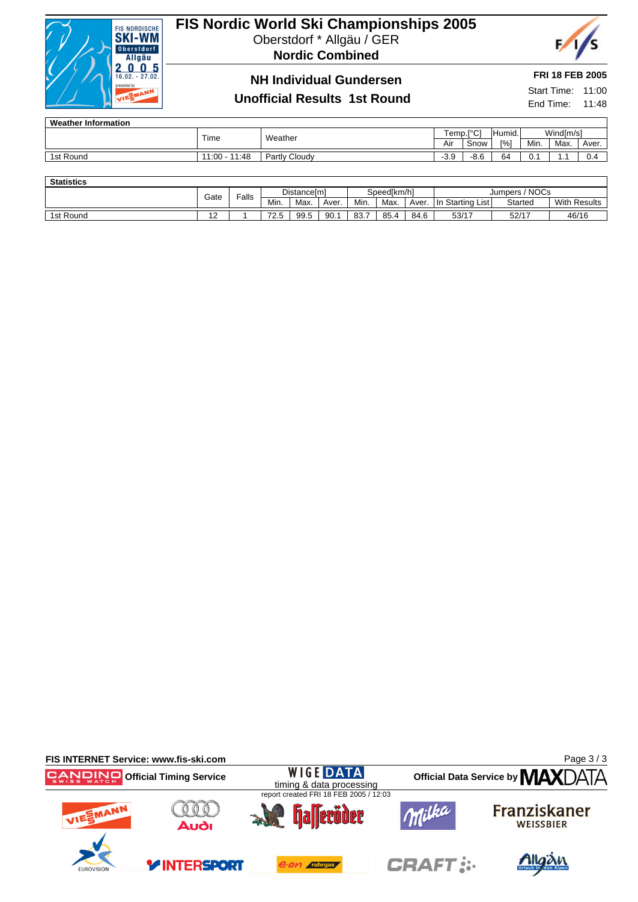# FIS Nordic World Ski Championships 2005

Oberstdorf * Allgäu / GER

**Nordic Combined**

## NH Individual Gundersen

## Unofficial Results 1st Round

**FRI 18 FEB 2005**

Start Time: 11:00

End Time: 11:48

| Weather Information | Time | Weather | Temp.[°C] | | Humid. | Wind[m/s] | | |
|---|---|---|---|---|---|---|---|---|
| | | | Air | Snow | [%] | Min. | Max. | Aver. |
| 1st Round | 11:00 - 11:48 | Partly Cloudy | -3.9 | -8.6 | 64 | 0.1 | 1.1 | 0.4 |

| Statistics | Gate | Falls | Distance[m] | | | Speed[km/h] | | | Jumpers / NOCs | | |
|---|---|---|---|---|---|---|---|---|---|---|---|
| | | | Min. | Max. | Aver. | Min. | Max. | Aver. | In Starting List | Started | With Results |
| 1st Round | 12 | 1 | 72.5 | 99.5 | 90.1 | 83.7 | 85.4 | 84.6 | 53/17 | 52/17 | 46/16 |

FIS INTERNET Service: www.fis-ski.com

CANDINO Official Timing Service

WIGE DATA timing & data processing

report created FRI 18 FEB 2005 / 12:03

Official Data Service by MAXDATA